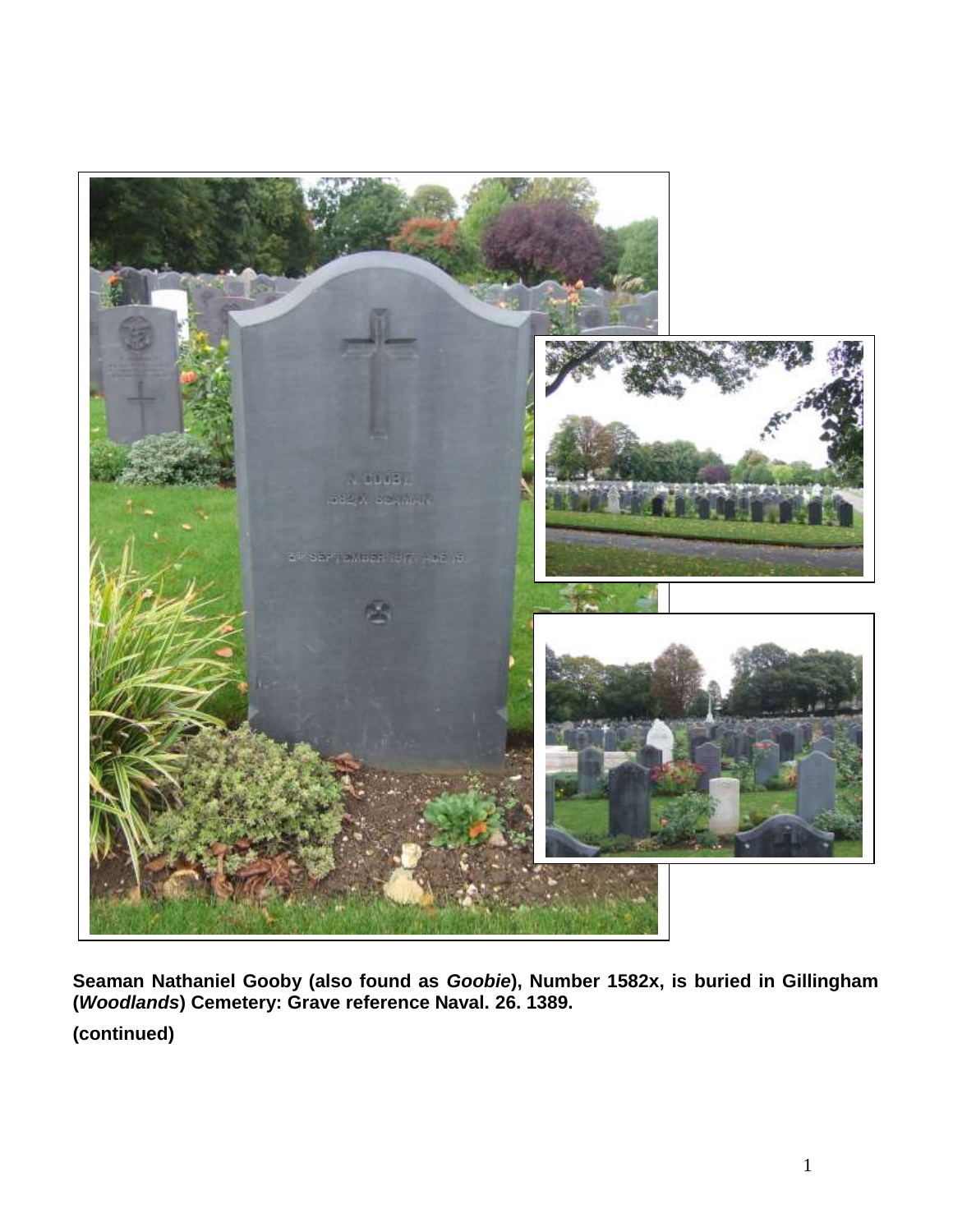**Seaman Nathaniel Gooby (also found as *Goobie*), Number 1582x, is buried in Gillingham (*Woodlands*) Cemetery: Grave reference Naval. 26. 1389.**

**(continued)**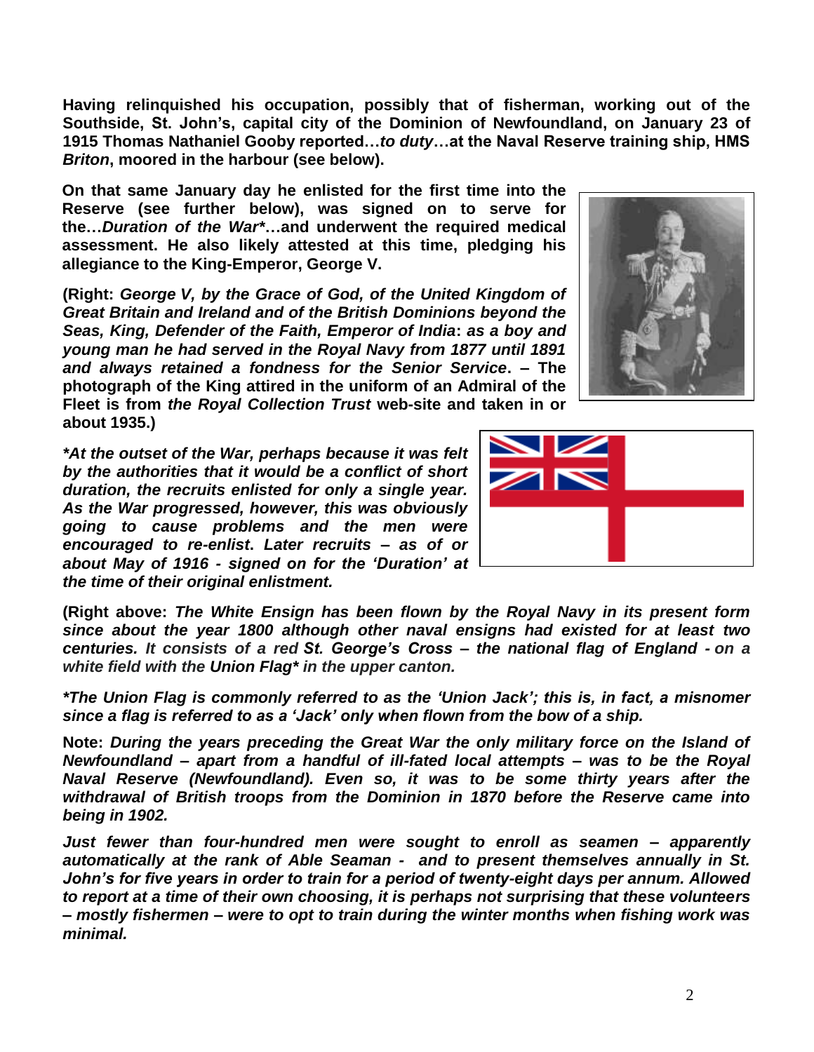**Having relinquished his occupation, possibly that of fisherman, working out of the Southside, St. John's, capital city of the Dominion of Newfoundland, on January 23 of 1915 Thomas Nathaniel Gooby reported…*to duty*…at the Naval Reserve training ship, HMS *Briton*, moored in the harbour (see below).**

**On that same January day he enlisted for the first time into the Reserve (see further below), was signed on to serve for the…*Duration of the War**…and underwent the required medical assessment. He also likely attested at this time, pledging his allegiance to the King-Emperor, George V.**

**(Right: *George V, by the Grace of God, of the United Kingdom of Great Britain and Ireland and of the British Dominions beyond the Seas, King, Defender of the Faith, Emperor of India*: *as a boy and young man he had served in the Royal Navy from 1877 until 1891 and always retained a fondness for the Senior Service*. – The photograph of the King attired in the uniform of an Admiral of the Fleet is from *the Royal Collection Trust* web-site and taken in or about 1935.)**

***\*At the outset of the War, perhaps because it was felt by the authorities that it would be a conflict of short duration, the recruits enlisted for only a single year. As the War progressed, however, this was obviously going to cause problems and the men were encouraged to re-enlist. Later recruits – as of or about May of 1916 - signed on for the 'Duration' at the time of their original enlistment.***

**(Right above: *The White Ensign has been flown by the Royal Navy in its present form since about the year 1800 although other naval ensigns had existed for at least two centuries. It consists of a red St. George's Cross – the national flag of England - on a white field with the Union Flag\* in the upper canton.***

***\*The Union Flag is commonly referred to as the 'Union Jack'; this is, in fact, a misnomer since a flag is referred to as a 'Jack' only when flown from the bow of a ship.***

**Note:** ***During the years preceding the Great War the only military force on the Island of Newfoundland – apart from a handful of ill-fated local attempts – was to be the Royal Naval Reserve (Newfoundland). Even so, it was to be some thirty years after the withdrawal of British troops from the Dominion in 1870 before the Reserve came into being in 1902.***

***Just fewer than four-hundred men were sought to enroll as seamen – apparently automatically at the rank of Able Seaman - and to present themselves annually in St. John's for five years in order to train for a period of twenty-eight days per annum. Allowed to report at a time of their own choosing, it is perhaps not surprising that these volunteers – mostly fishermen – were to opt to train during the winter months when fishing work was minimal.***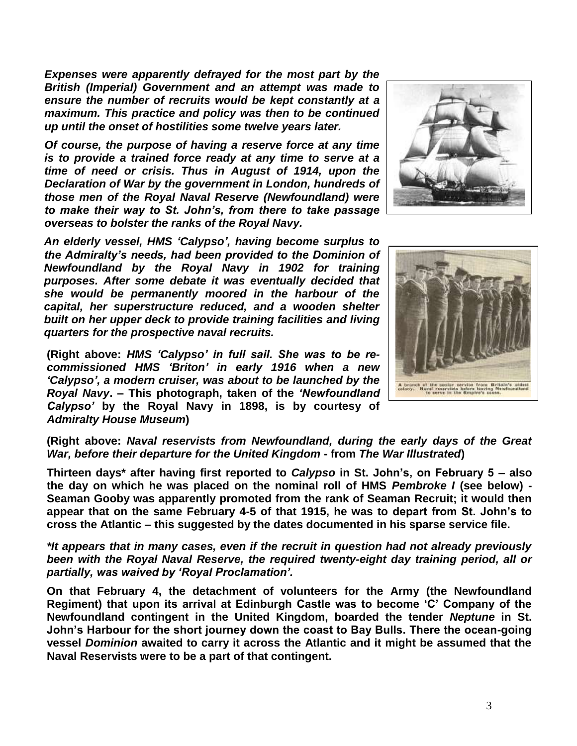*Expenses were apparently defrayed for the most part by the British (Imperial) Government and an attempt was made to ensure the number of recruits would be kept constantly at a maximum. This practice and policy was then to be continued up until the onset of hostilities some twelve years later.*

*Of course, the purpose of having a reserve force at any time is to provide a trained force ready at any time to serve at a time of need or crisis. Thus in August of 1914, upon the Declaration of War by the government in London, hundreds of those men of the Royal Naval Reserve (Newfoundland) were to make their way to St. John's, from there to take passage overseas to bolster the ranks of the Royal Navy.*

*An elderly vessel, HMS 'Calypso', having become surplus to the Admiralty's needs, had been provided to the Dominion of Newfoundland by the Royal Navy in 1902 for training purposes. After some debate it was eventually decided that she would be permanently moored in the harbour of the capital, her superstructure reduced, and a wooden shelter built on her upper deck to provide training facilities and living quarters for the prospective naval recruits.*

**(Right above:** ***HMS 'Calypso' in full sail. She was to be re-commissioned HMS 'Briton' in early 1916 when a new 'Calypso', a modern cruiser, was about to be launched by the Royal Navy*** **. – This photograph, taken of the** ***'Newfoundland Calypso'*** **by the Royal Navy in 1898, is by courtesy of** ***Admiralty House Museum*****)**

A branch of the senior service from Britain's oldest colony. Naval reservists before leaving Newfoundland to serve in the Empire's cause.

**(Right above:** ***Naval reservists from Newfoundland, during the early days of the Great War, before their departure for the United Kingdom*** **- from** ***The War Illustrated*****)**

**Thirteen days\* after having first reported to *Calypso* in St. John's, on February 5 – also the day on which he was placed on the nominal roll of HMS *Pembroke I* (see below) - Seaman Gooby was apparently promoted from the rank of Seaman Recruit; it would then appear that on the same February 4-5 of that 1915, he was to depart from St. John's to cross the Atlantic – this suggested by the dates documented in his sparse service file.**

*\*It appears that in many cases, even if the recruit in question had not already previously been with the Royal Naval Reserve, the required twenty-eight day training period, all or partially, was waived by 'Royal Proclamation'.*

**On that February 4, the detachment of volunteers for the Army (the Newfoundland Regiment) that upon its arrival at Edinburgh Castle was to become 'C' Company of the Newfoundland contingent in the United Kingdom, boarded the tender *Neptune* in St. John's Harbour for the short journey down the coast to Bay Bulls. There the ocean-going vessel *Dominion* awaited to carry it across the Atlantic and it might be assumed that the Naval Reservists were to be a part of that contingent.**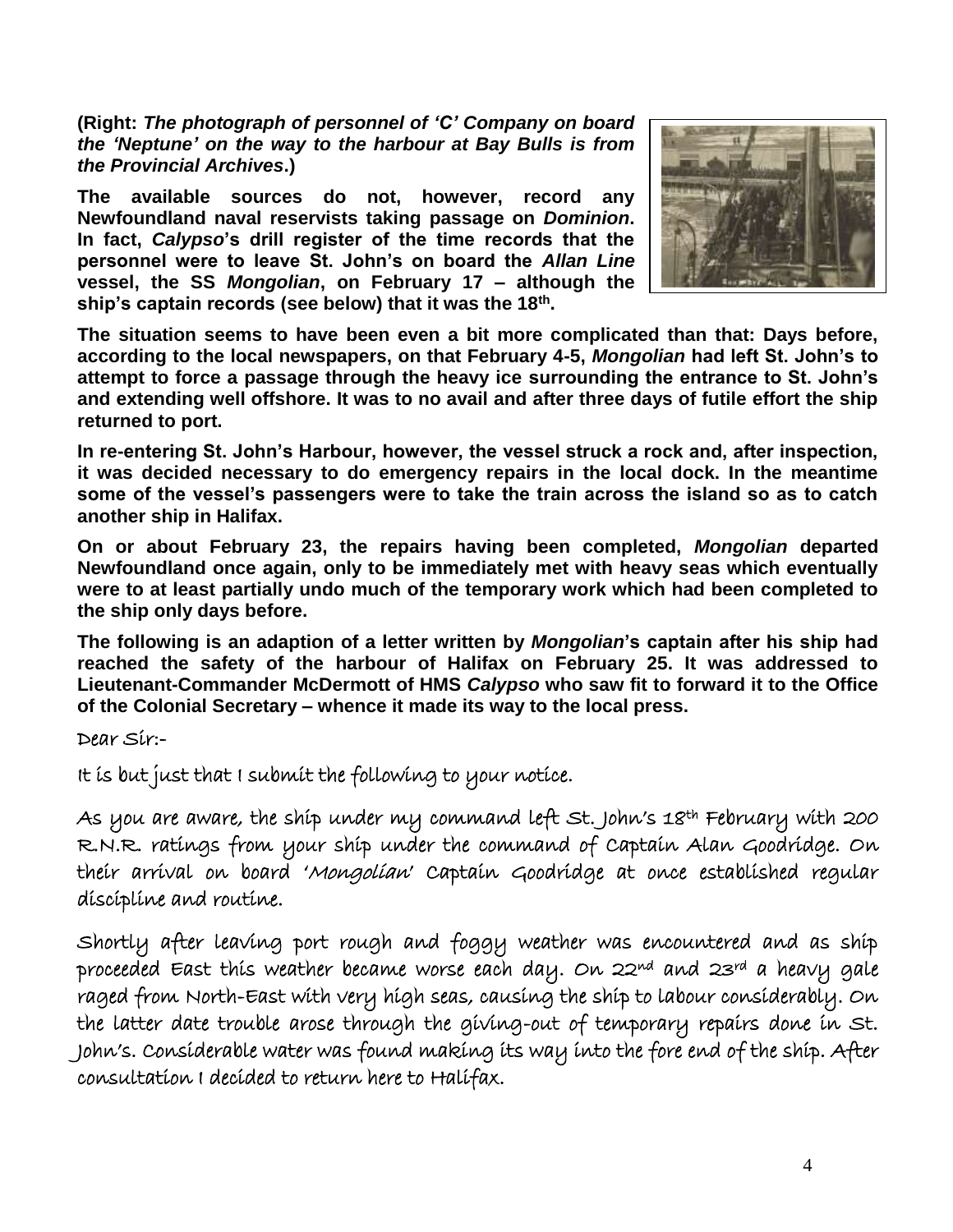**(Right: *The photograph of personnel of 'C' Company on board the 'Neptune' on the way to the harbour at Bay Bulls is from the Provincial Archives*.)**

**The available sources do not, however, record any Newfoundland naval reservists taking passage on *Dominion*. In fact, *Calypso*'s drill register of the time records that the personnel were to leave St. John's on board the *Allan Line* vessel, the SS *Mongolian*, on February 17 – although the ship's captain records (see below) that it was the 18th.**

**The situation seems to have been even a bit more complicated than that: Days before, according to the local newspapers, on that February 4-5, *Mongolian* had left St. John's to attempt to force a passage through the heavy ice surrounding the entrance to St. John's and extending well offshore. It was to no avail and after three days of futile effort the ship returned to port.**

**In re-entering St. John's Harbour, however, the vessel struck a rock and, after inspection, it was decided necessary to do emergency repairs in the local dock. In the meantime some of the vessel's passengers were to take the train across the island so as to catch another ship in Halifax.**

**On or about February 23, the repairs having been completed, *Mongolian* departed Newfoundland once again, only to be immediately met with heavy seas which eventually were to at least partially undo much of the temporary work which had been completed to the ship only days before.**

**The following is an adaption of a letter written by *Mongolian*'s captain after his ship had reached the safety of the harbour of Halifax on February 25. It was addressed to Lieutenant-Commander McDermott of HMS *Calypso* who saw fit to forward it to the Office of the Colonial Secretary – whence it made its way to the local press.**

Dear Sir:-

It is but just that I submit the following to your notice.

As you are aware, the ship under my command left St. John's 18th February with 200 R.N.R. ratings from your ship under the command of Captain Alan Goodridge. On their arrival on board '*Mongolian*' Captain Goodridge at once established regular discipline and routine.

Shortly after leaving port rough and foggy weather was encountered and as ship proceeded East this weather became worse each day. On 22nd and 23rd a heavy gale raged from North-East with very high seas, causing the ship to labour considerably. On the latter date trouble arose through the giving-out of temporary repairs done in St. John's. Considerable water was found making its way into the fore end of the ship. After consultation I decided to return here to Halifax.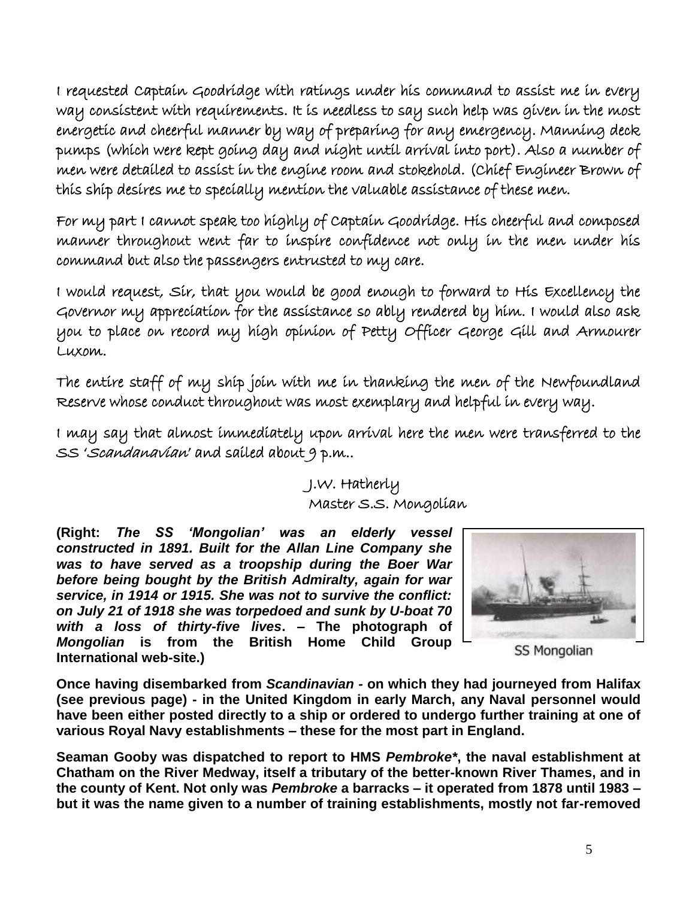I requested Captain Goodridge with ratings under his command to assist me in every way consistent with requirements. It is needless to say such help was given in the most energetic and cheerful manner by way of preparing for any emergency. Manning deck pumps (which were kept going day and night until arrival into port). Also a number of men were detailed to assist in the engine room and stokehold. (Chief Engineer Brown of this ship desires me to specially mention the valuable assistance of these men.

For my part I cannot speak too highly of Captain Goodridge. His cheerful and composed manner throughout went far to inspire confidence not only in the men under his command but also the passengers entrusted to my care.

I would request, Sir, that you would be good enough to forward to His Excellency the Governor my appreciation for the assistance so ably rendered by him. I would also ask you to place on record my high opinion of Petty Officer George Gill and Armourer Luxom.

The entire staff of my ship join with me in thanking the men of the Newfoundland Reserve whose conduct throughout was most exemplary and helpful in every way.

I may say that almost immediately upon arrival here the men were transferred to the SS '*Scandanavian*' and sailed about 9 p.m..

J.W. Hatherly
Master S.S. Mongolian

**(Right: *The SS 'Mongolian' was an elderly vessel constructed in 1891. Built for the Allan Line Company she was to have served as a troopship during the Boer War before being bought by the British Admiralty, again for war service, in 1914 or 1915. She was not to survive the conflict: on July 21 of 1918 she was torpedoed and sunk by U-boat 70 with a loss of thirty-five lives*. – The photograph of *Mongolian* is from the British Home Child Group International web-site.)**

SS Mongolian

**Once having disembarked from *Scandinavian* - on which they had journeyed from Halifax (see previous page) - in the United Kingdom in early March, any Naval personnel would have been either posted directly to a ship or ordered to undergo further training at one of various Royal Navy establishments – these for the most part in England.**

**Seaman Gooby was dispatched to report to HMS *Pembroke*\*, the naval establishment at Chatham on the River Medway, itself a tributary of the better-known River Thames, and in the county of Kent. Not only was *Pembroke* a barracks – it operated from 1878 until 1983 – but it was the name given to a number of training establishments, mostly not far-removed**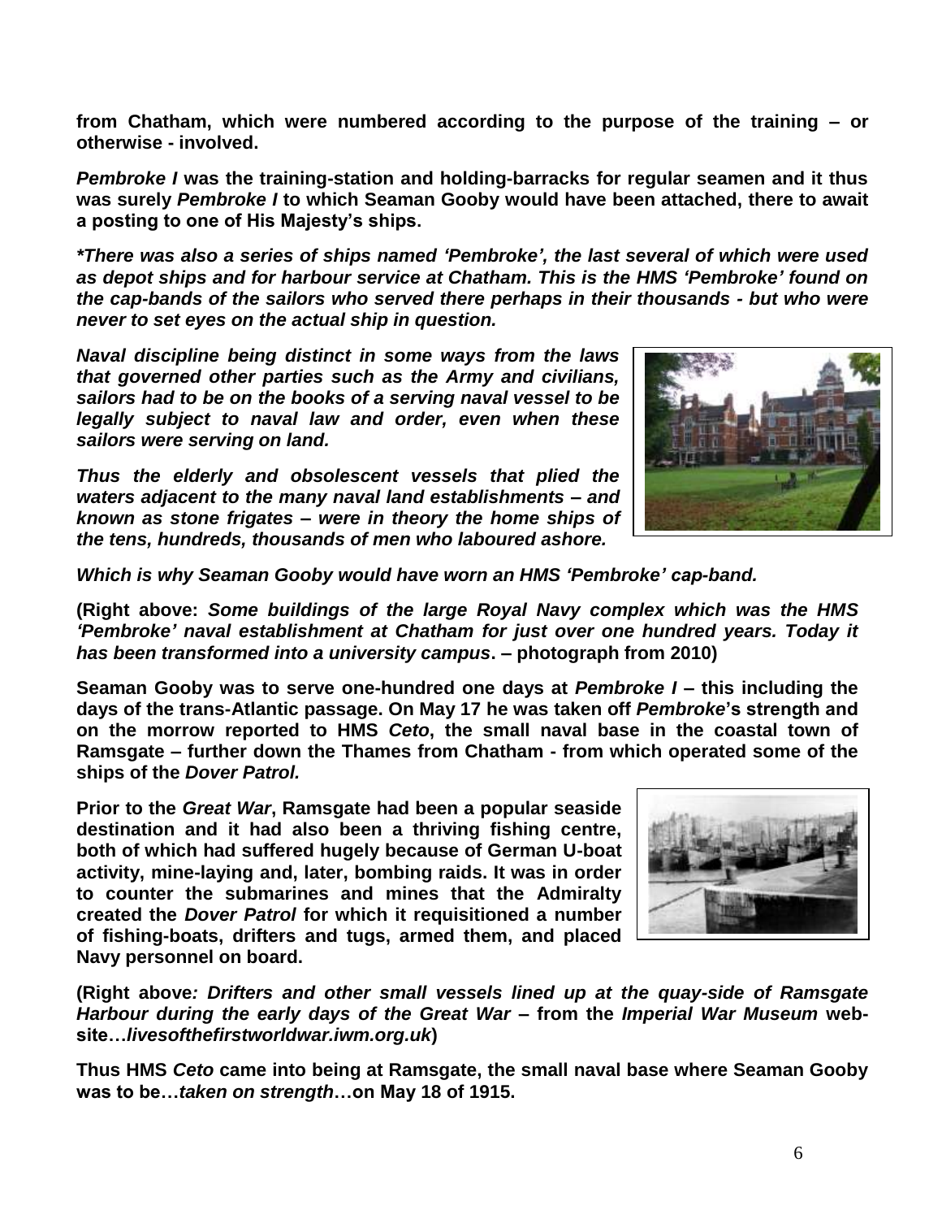**from Chatham, which were numbered according to the purpose of the training – or otherwise - involved.**

***Pembroke I*** **was the training-station and holding-barracks for regular seamen and it thus was surely** ***Pembroke I*** **to which Seaman Gooby would have been attached, there to await a posting to one of His Majesty's ships.**

***\*There was also a series of ships named 'Pembroke', the last several of which were used as depot ships and for harbour service at Chatham. This is the HMS 'Pembroke' found on the cap-bands of the sailors who served there perhaps in their thousands - but who were never to set eyes on the actual ship in question.***

***Naval discipline being distinct in some ways from the laws that governed other parties such as the Army and civilians, sailors had to be on the books of a serving naval vessel to be legally subject to naval law and order, even when these sailors were serving on land.***

***Thus the elderly and obsolescent vessels that plied the waters adjacent to the many naval land establishments – and known as stone frigates – were in theory the home ships of the tens, hundreds, thousands of men who laboured ashore.***

***Which is why Seaman Gooby would have worn an HMS 'Pembroke' cap-band.***

**(Right above:** ***Some buildings of the large Royal Navy complex which was the HMS 'Pembroke' naval establishment at Chatham for just over one hundred years. Today it has been transformed into a university campus*****. – photograph from 2010)**

**Seaman Gooby was to serve one-hundred one days at** ***Pembroke I*** **– this including the days of the trans-Atlantic passage. On May 17 he was taken off** ***Pembroke*****'s strength and on the morrow reported to HMS** ***Ceto*****, the small naval base in the coastal town of Ramsgate – further down the Thames from Chatham - from which operated some of the ships of the** ***Dover Patrol.***

**Prior to the** ***Great War*****, Ramsgate had been a popular seaside destination and it had also been a thriving fishing centre, both of which had suffered hugely because of German U-boat activity, mine-laying and, later, bombing raids. It was in order to counter the submarines and mines that the Admiralty created the** ***Dover Patrol*** **for which it requisitioned a number of fishing-boats, drifters and tugs, armed them, and placed Navy personnel on board.**

**(Right above*****: Drifters and other small vessels lined up at the quay-side of Ramsgate Harbour during the early days of the Great War*** **– from the** ***Imperial War Museum*** **web-site…*****livesofthefirstworldwar.iwm.org.uk*****)**

**Thus HMS** ***Ceto*** **came into being at Ramsgate, the small naval base where Seaman Gooby was to be…*****taken on strength*****…on May 18 of 1915.**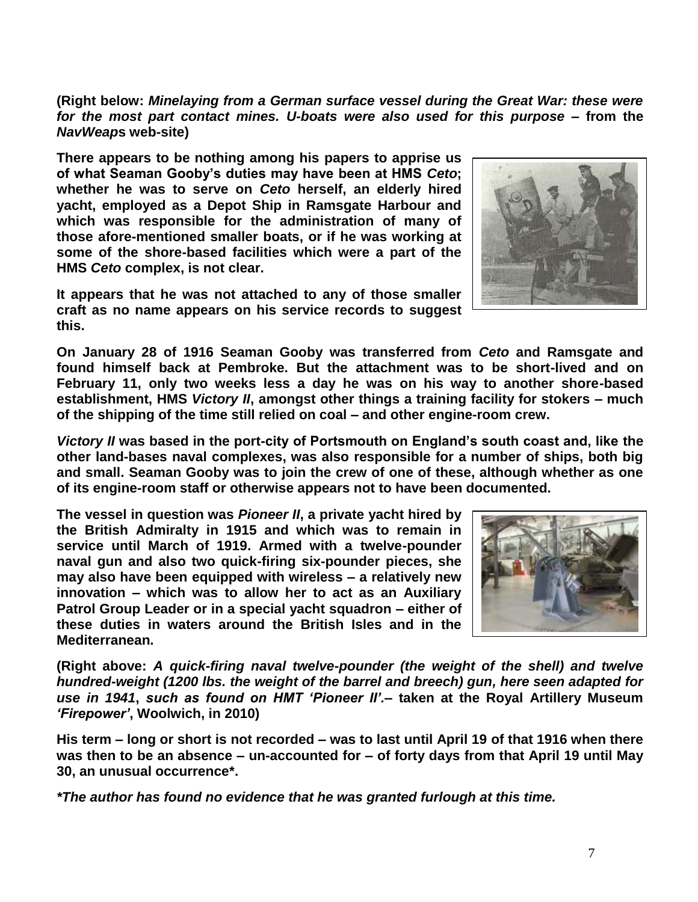**(Right below:** ***Minelaying from a German surface vessel during the Great War: these were for the most part contact mines. U-boats were also used for this purpose*** **– from the** ***NavWeaps*** **web-site)**

**There appears to be nothing among his papers to apprise us of what Seaman Gooby's duties may have been at HMS** ***Ceto*****; whether he was to serve on** ***Ceto*** **herself, an elderly hired yacht, employed as a Depot Ship in Ramsgate Harbour and which was responsible for the administration of many of those afore-mentioned smaller boats, or if he was working at some of the shore-based facilities which were a part of the HMS** ***Ceto*** **complex, is not clear.**

**It appears that he was not attached to any of those smaller craft as no name appears on his service records to suggest this.**

**On January 28 of 1916 Seaman Gooby was transferred from** ***Ceto*** **and Ramsgate and found himself back at Pembroke. But the attachment was to be short-lived and on February 11, only two weeks less a day he was on his way to another shore-based establishment, HMS** ***Victory II*****, amongst other things a training facility for stokers – much of the shipping of the time still relied on coal – and other engine-room crew.**

***Victory II*** **was based in the port-city of Portsmouth on England's south coast and, like the other land-bases naval complexes, was also responsible for a number of ships, both big and small. Seaman Gooby was to join the crew of one of these, although whether as one of its engine-room staff or otherwise appears not to have been documented.**

**The vessel in question was** ***Pioneer II*****, a private yacht hired by the British Admiralty in 1915 and which was to remain in service until March of 1919. Armed with a twelve-pounder naval gun and also two quick-firing six-pounder pieces, she may also have been equipped with wireless – a relatively new innovation – which was to allow her to act as an Auxiliary Patrol Group Leader or in a special yacht squadron – either of these duties in waters around the British Isles and in the Mediterranean.**

**(Right above:** ***A quick-firing naval twelve-pounder (the weight of the shell) and twelve hundred-weight (1200 lbs. the weight of the barrel and breech) gun, here seen adapted for use in 1941*****,** ***such as found on HMT 'Pioneer II'.*****– taken at the Royal Artillery Museum** ***'Firepower'*****, Woolwich, in 2010)**

**His term – long or short is not recorded – was to last until April 19 of that 1916 when there was then to be an absence – un-accounted for – of forty days from that April 19 until May 30, an unusual occurrence*.**

***\*The author has found no evidence that he was granted furlough at this time.***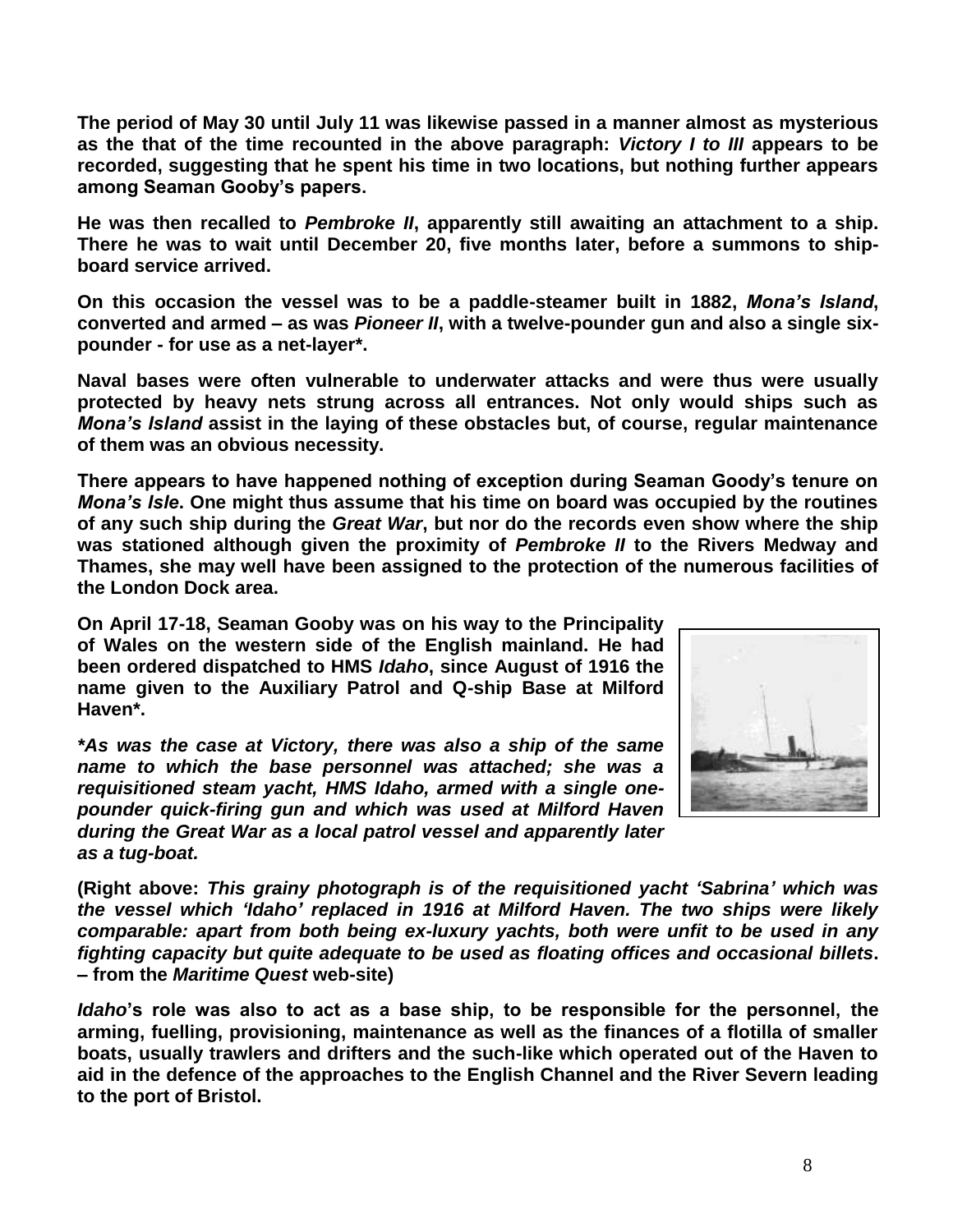**The period of May 30 until July 11 was likewise passed in a manner almost as mysterious as the that of the time recounted in the above paragraph: *Victory I to III* appears to be recorded, suggesting that he spent his time in two locations, but nothing further appears among Seaman Gooby's papers.**

**He was then recalled to *Pembroke II*, apparently still awaiting an attachment to a ship. There he was to wait until December 20, five months later, before a summons to ship-board service arrived.**

**On this occasion the vessel was to be a paddle-steamer built in 1882, *Mona's Island*, converted and armed – as was *Pioneer II*, with a twelve-pounder gun and also a single six-pounder - for use as a net-layer*.**

**Naval bases were often vulnerable to underwater attacks and were thus were usually protected by heavy nets strung across all entrances. Not only would ships such as *Mona's Island* assist in the laying of these obstacles but, of course, regular maintenance of them was an obvious necessity.**

**There appears to have happened nothing of exception during Seaman Goody's tenure on *Mona's Isle*. One might thus assume that his time on board was occupied by the routines of any such ship during the *Great War*, but nor do the records even show where the ship was stationed although given the proximity of *Pembroke II* to the Rivers Medway and Thames, she may well have been assigned to the protection of the numerous facilities of the London Dock area.**

**On April 17-18, Seaman Gooby was on his way to the Principality of Wales on the western side of the English mainland. He had been ordered dispatched to HMS *Idaho*, since August of 1916 the name given to the Auxiliary Patrol and Q-ship Base at Milford Haven*.**

***\*As was the case at Victory, there was also a ship of the same name to which the base personnel was attached; she was a requisitioned steam yacht, HMS Idaho, armed with a single one-pounder quick-firing gun and which was used at Milford Haven during the Great War as a local patrol vessel and apparently later as a tug-boat.***

**(Right above: *This grainy photograph is of the requisitioned yacht 'Sabrina' which was the vessel which 'Idaho' replaced in 1916 at Milford Haven. The two ships were likely comparable: apart from both being ex-luxury yachts, both were unfit to be used in any fighting capacity but quite adequate to be used as floating offices and occasional billets*. – from the *Maritime Quest* web-site)**

***Idaho*'s role was also to act as a base ship, to be responsible for the personnel, the arming, fuelling, provisioning, maintenance as well as the finances of a flotilla of smaller boats, usually trawlers and drifters and the such-like which operated out of the Haven to aid in the defence of the approaches to the English Channel and the River Severn leading to the port of Bristol.**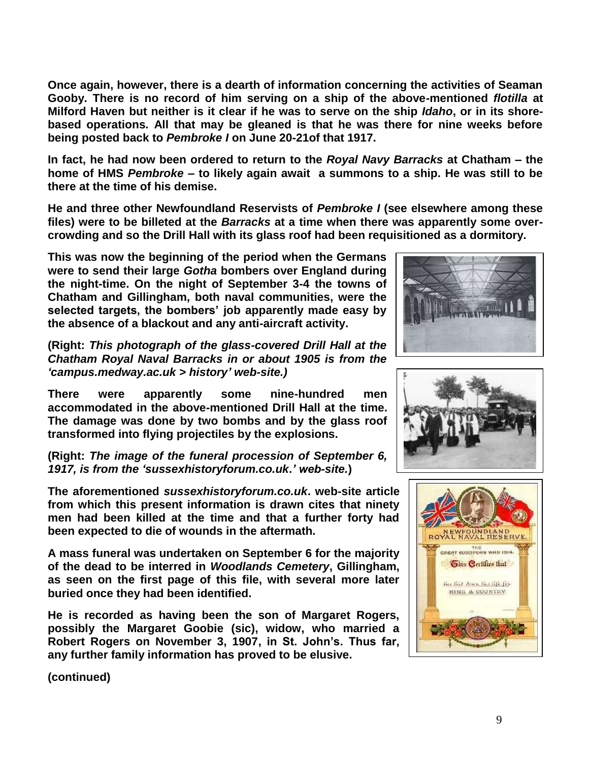**Once again, however, there is a dearth of information concerning the activities of Seaman Gooby. There is no record of him serving on a ship of the above-mentioned *flotilla* at Milford Haven but neither is it clear if he was to serve on the ship *Idaho*, or in its shore-based operations. All that may be gleaned is that he was there for nine weeks before being posted back to *Pembroke I* on June 20-21of that 1917.**

**In fact, he had now been ordered to return to the *Royal Navy Barracks* at Chatham – the home of HMS *Pembroke* – to likely again await a summons to a ship. He was still to be there at the time of his demise.**

**He and three other Newfoundland Reservists of *Pembroke I* (see elsewhere among these files) were to be billeted at the *Barracks* at a time when there was apparently some over-crowding and so the Drill Hall with its glass roof had been requisitioned as a dormitory.**

**This was now the beginning of the period when the Germans were to send their large *Gotha* bombers over England during the night-time. On the night of September 3-4 the towns of Chatham and Gillingham, both naval communities, were the selected targets, the bombers' job apparently made easy by the absence of a blackout and any anti-aircraft activity.**

**(Right: *This photograph of the glass-covered Drill Hall at the Chatham Royal Naval Barracks in or about 1905 is from the 'campus.medway.ac.uk > history' web-site.)***

**There were apparently some nine-hundred men accommodated in the above-mentioned Drill Hall at the time. The damage was done by two bombs and by the glass roof transformed into flying projectiles by the explosions.**

**(Right: *The image of the funeral procession of September 6, 1917, is from the 'sussexhistoryforum.co.uk.' web-site.*)**

**The aforementioned *sussexhistoryforum.co.uk*. web-site article from which this present information is drawn cites that ninety men had been killed at the time and that a further forty had been expected to die of wounds in the aftermath.**

**A mass funeral was undertaken on September 6 for the majority of the dead to be interred in *Woodlands Cemetery*, Gillingham, as seen on the first page of this file, with several more later buried once they had been identified.**

**He is recorded as having been the son of Margaret Rogers, possibly the Margaret Goobie (sic), widow, who married a Robert Rogers on November 3, 1907, in St. John's. Thus far, any further family information has proved to be elusive.**

**(continued)**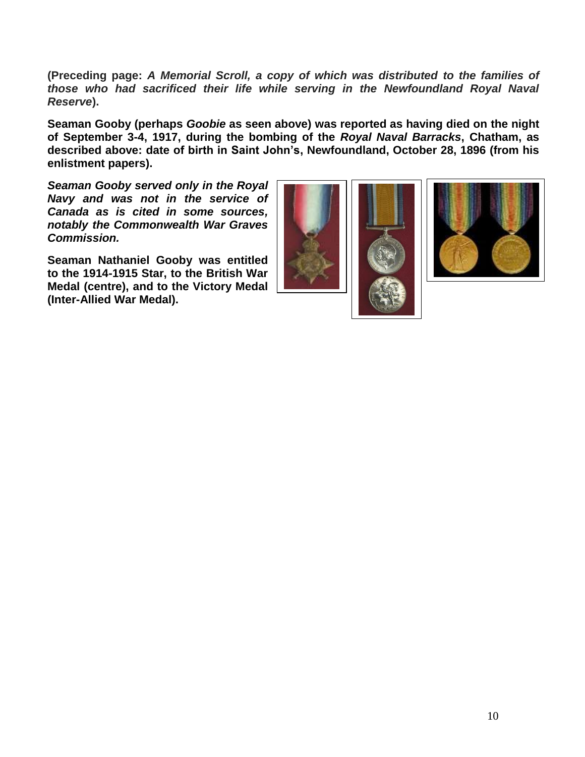**(Preceding page: *A Memorial Scroll, a copy of which was distributed to the families of those who had sacrificed their life while serving in the Newfoundland Royal Naval Reserve*).**

**Seaman Gooby (perhaps *Goobie* as seen above) was reported as having died on the night of September 3-4, 1917, during the bombing of the *Royal Naval Barracks*, Chatham, as described above: date of birth in Saint John's, Newfoundland, October 28, 1896 (from his enlistment papers).**

***Seaman Gooby served only in the Royal Navy and was not in the service of Canada as is cited in some sources, notably the Commonwealth War Graves Commission.***

**Seaman Nathaniel Gooby was entitled to the 1914-1915 Star, to the British War Medal (centre), and to the Victory Medal (Inter-Allied War Medal).**